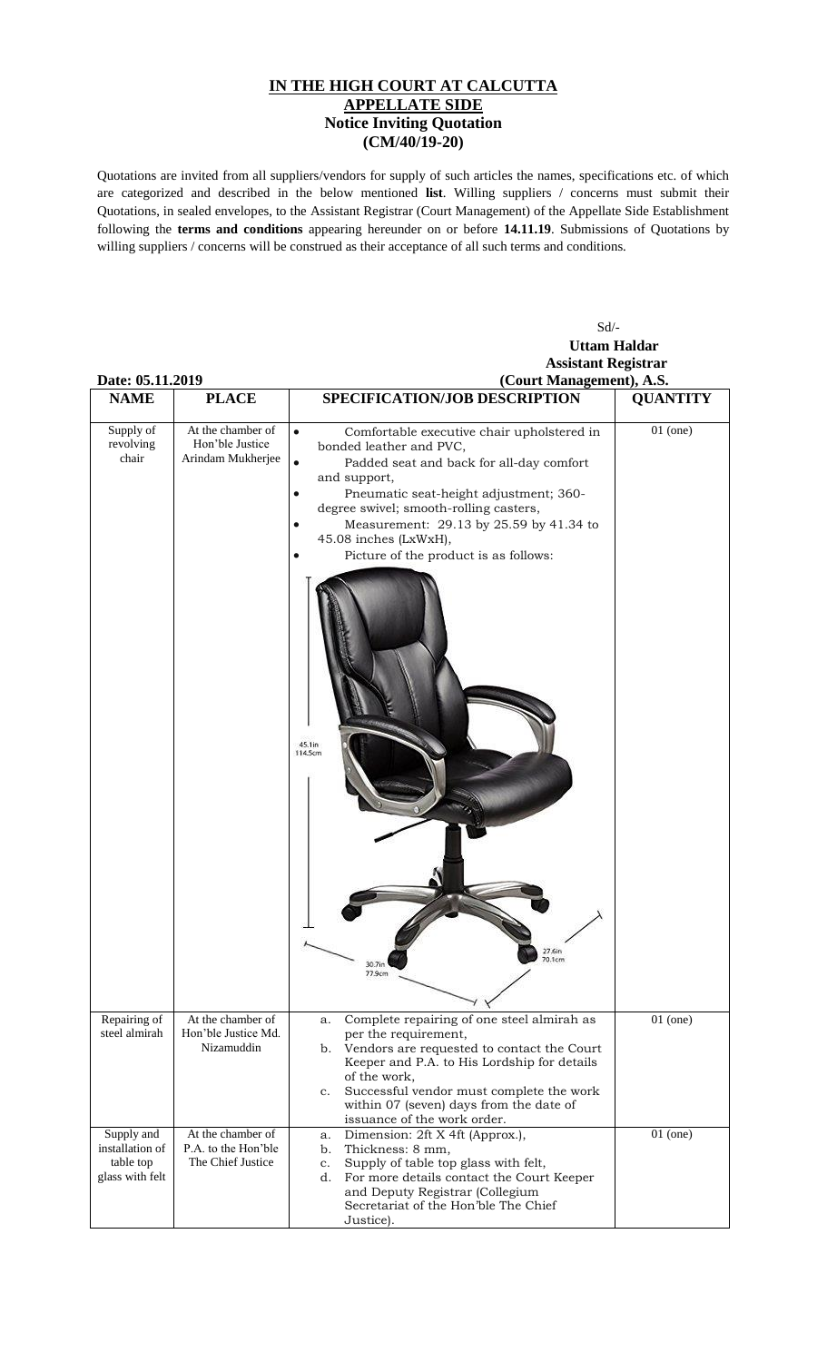# IN THE HIGH COURT AT CALCUTTA
## APPELLATE SIDE
### Notice Inviting Quotation
### (CM/40/19-20)

Quotations are invited from all suppliers/vendors for supply of such articles the names, specifications etc. of which are categorized and described in the below mentioned **list**. Willing suppliers / concerns must submit their Quotations, in sealed envelopes, to the Assistant Registrar (Court Management) of the Appellate Side Establishment following the **terms and conditions** appearing hereunder on or before **14.11.19**. Submissions of Quotations by willing suppliers / concerns will be construed as their acceptance of all such terms and conditions.

Sd/-
**Uttam Haldar**
**Assistant Registrar**
**(Court Management), A.S.**

**Date: 05.11.2019**

| NAME | PLACE | SPECIFICATION/JOB DESCRIPTION | QUANTITY |
|---|---|---|---|
| Supply of revolving chair | At the chamber of Hon'ble Justice Arindam Mukherjee | • Comfortable executive chair upholstered in bonded leather and PVC,<br>• Padded seat and back for all-day comfort and support,<br>• Pneumatic seat-height adjustment; 360-degree swivel; smooth-rolling casters,<br>• Measurement: 29.13 by 25.59 by 41.34 to 45.08 inches (LxWxH),<br>• Picture of the product is as follows:<br>45.1in 114.5cm<br>30.7in 77.9cm<br>27.6in 70.1cm | 01 (one) |
| Repairing of steel almirah | At the chamber of Hon'ble Justice Md. Nizamuddin | a. Complete repairing of one steel almirah as per the requirement,<br>b. Vendors are requested to contact the Court Keeper and P.A. to His Lordship for details of the work,<br>c. Successful vendor must complete the work within 07 (seven) days from the date of issuance of the work order. | 01 (one) |
| Supply and installation of table top glass with felt | At the chamber of P.A. to the Hon'ble The Chief Justice | a. Dimension: 2ft X 4ft (Approx.),<br>b. Thickness: 8 mm,<br>c. Supply of table top glass with felt,<br>d. For more details contact the Court Keeper and Deputy Registrar (Collegium Secretariat of the Hon'ble The Chief Justice). | 01 (one) |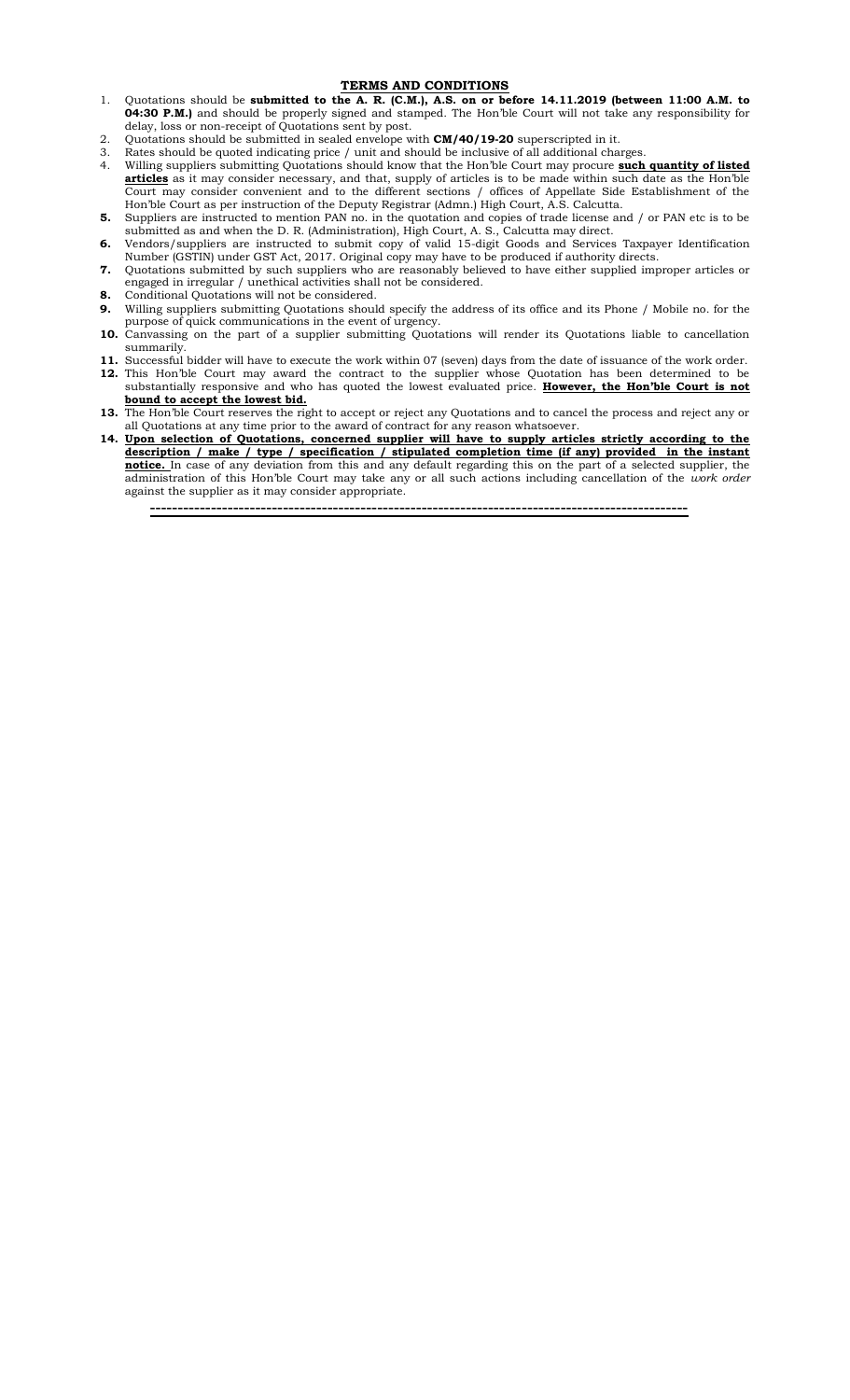## TERMS AND CONDITIONS

1. Quotations should be **submitted to the A. R. (C.M.), A.S. on or before 14.11.2019 (between 11:00 A.M. to 04:30 P.M.)** and should be properly signed and stamped. The Hon'ble Court will not take any responsibility for delay, loss or non-receipt of Quotations sent by post.
2. Quotations should be submitted in sealed envelope with **CM/40/19-20** superscripted in it.
3. Rates should be quoted indicating price / unit and should be inclusive of all additional charges.
4. Willing suppliers submitting Quotations should know that the Hon'ble Court may procure **such quantity of listed articles** as it may consider necessary, and that, supply of articles is to be made within such date as the Hon'ble Court may consider convenient and to the different sections / offices of Appellate Side Establishment of the Hon'ble Court as per instruction of the Deputy Registrar (Admn.) High Court, A.S. Calcutta.
5. Suppliers are instructed to mention PAN no. in the quotation and copies of trade license and / or PAN etc is to be submitted as and when the D. R. (Administration), High Court, A. S., Calcutta may direct.
6. Vendors/suppliers are instructed to submit copy of valid 15-digit Goods and Services Taxpayer Identification Number (GSTIN) under GST Act, 2017. Original copy may have to be produced if authority directs.
7. Quotations submitted by such suppliers who are reasonably believed to have either supplied improper articles or engaged in irregular / unethical activities shall not be considered.
8. Conditional Quotations will not be considered.
9. Willing suppliers submitting Quotations should specify the address of its office and its Phone / Mobile no. for the purpose of quick communications in the event of urgency.
10. Canvassing on the part of a supplier submitting Quotations will render its Quotations liable to cancellation summarily.
11. Successful bidder will have to execute the work within 07 (seven) days from the date of issuance of the work order.
12. This Hon'ble Court may award the contract to the supplier whose Quotation has been determined to be substantially responsive and who has quoted the lowest evaluated price. **However, the Hon'ble Court is not bound to accept the lowest bid.**
13. The Hon'ble Court reserves the right to accept or reject any Quotations and to cancel the process and reject any or all Quotations at any time prior to the award of contract for any reason whatsoever.
14. **Upon selection of Quotations, concerned supplier will have to supply articles strictly according to the description / make / type / specification / stipulated completion time (if any) provided in the instant notice.** In case of any deviation from this and any default regarding this on the part of a selected supplier, the administration of this Hon'ble Court may take any or all such actions including cancellation of the *work order* against the supplier as it may consider appropriate.

---